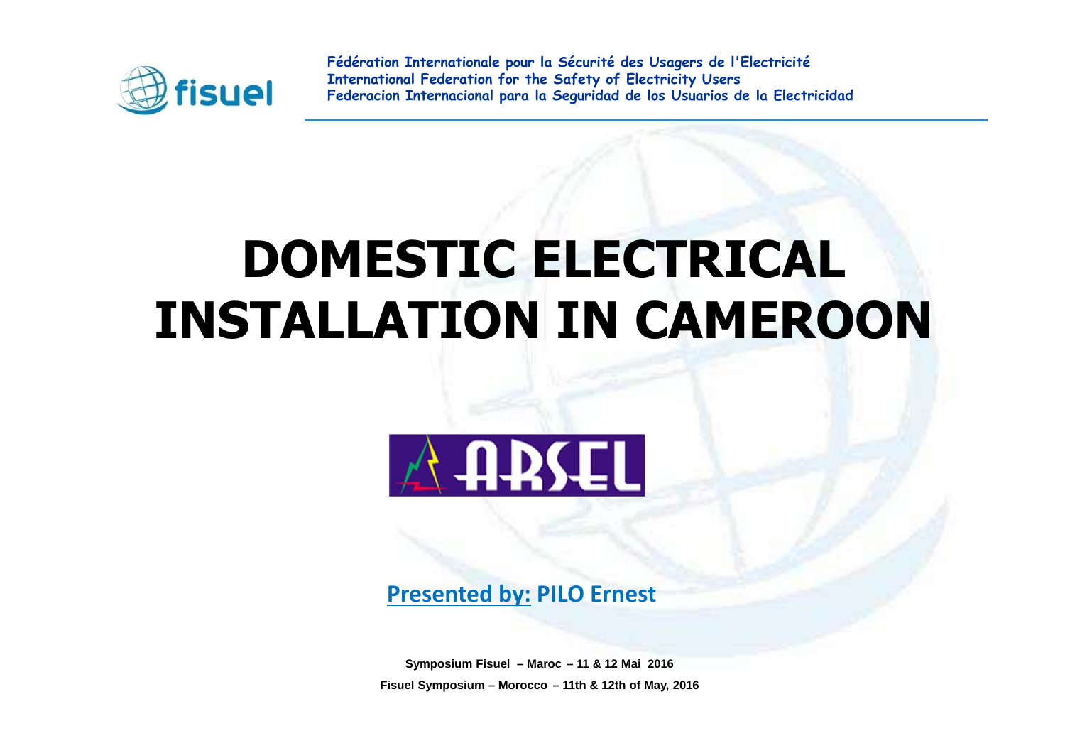Fédération Internationale pour la Sécurité des Usagers de l'Electricité
International Federation for the Safety of Electricity Users
Federacion Internacional para la Seguridad de los Usuarios de la Electricidad

# DOMESTIC ELECTRICAL INSTALLATION IN CAMEROON

ARSEL

**Presented by: PILO Ernest**

**Symposium Fisuel – Maroc – 11 & 12 Mai 2016**

**Fisuel Symposium – Morocco – 11th & 12th of May, 2016**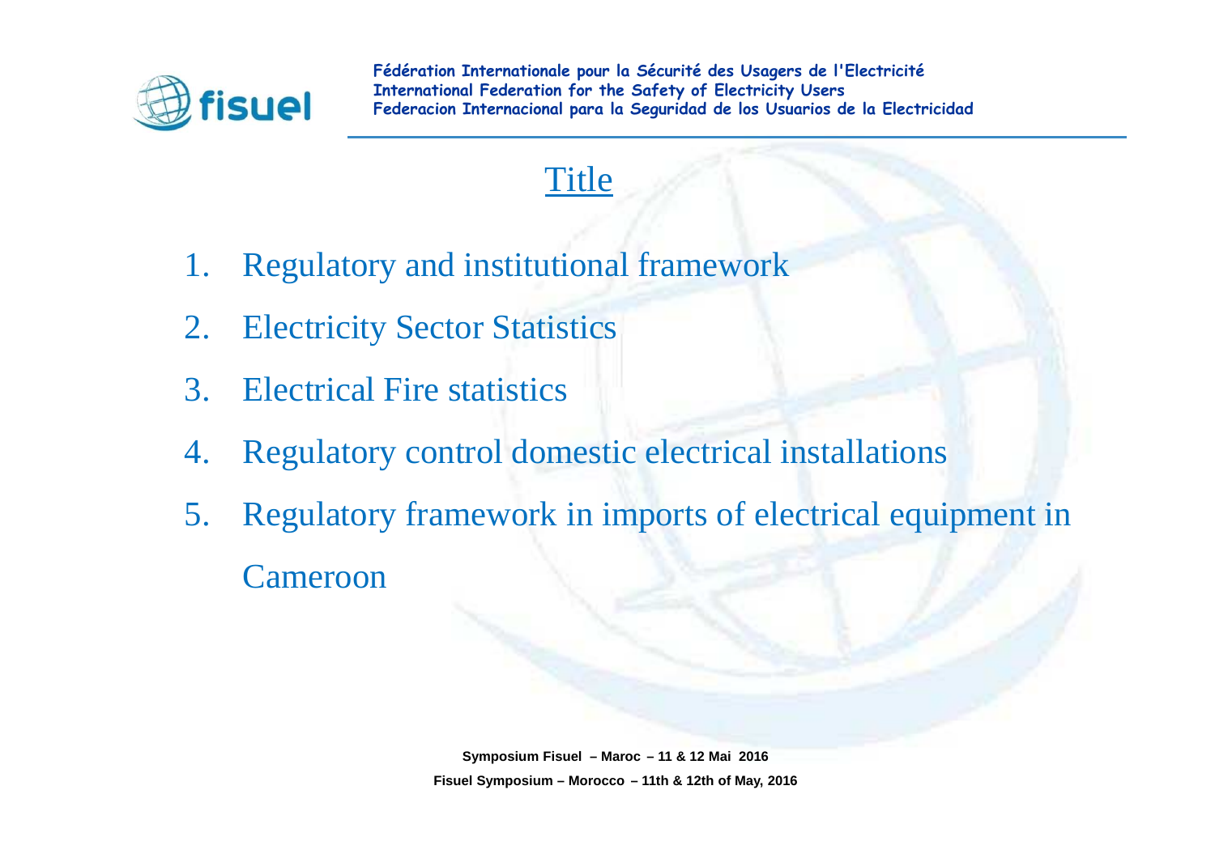# Title

1. Regulatory and institutional framework
2. Electricity Sector Statistics
3. Electrical Fire statistics
4. Regulatory control domestic electrical installations
5. Regulatory framework in imports of electrical equipment in Cameroon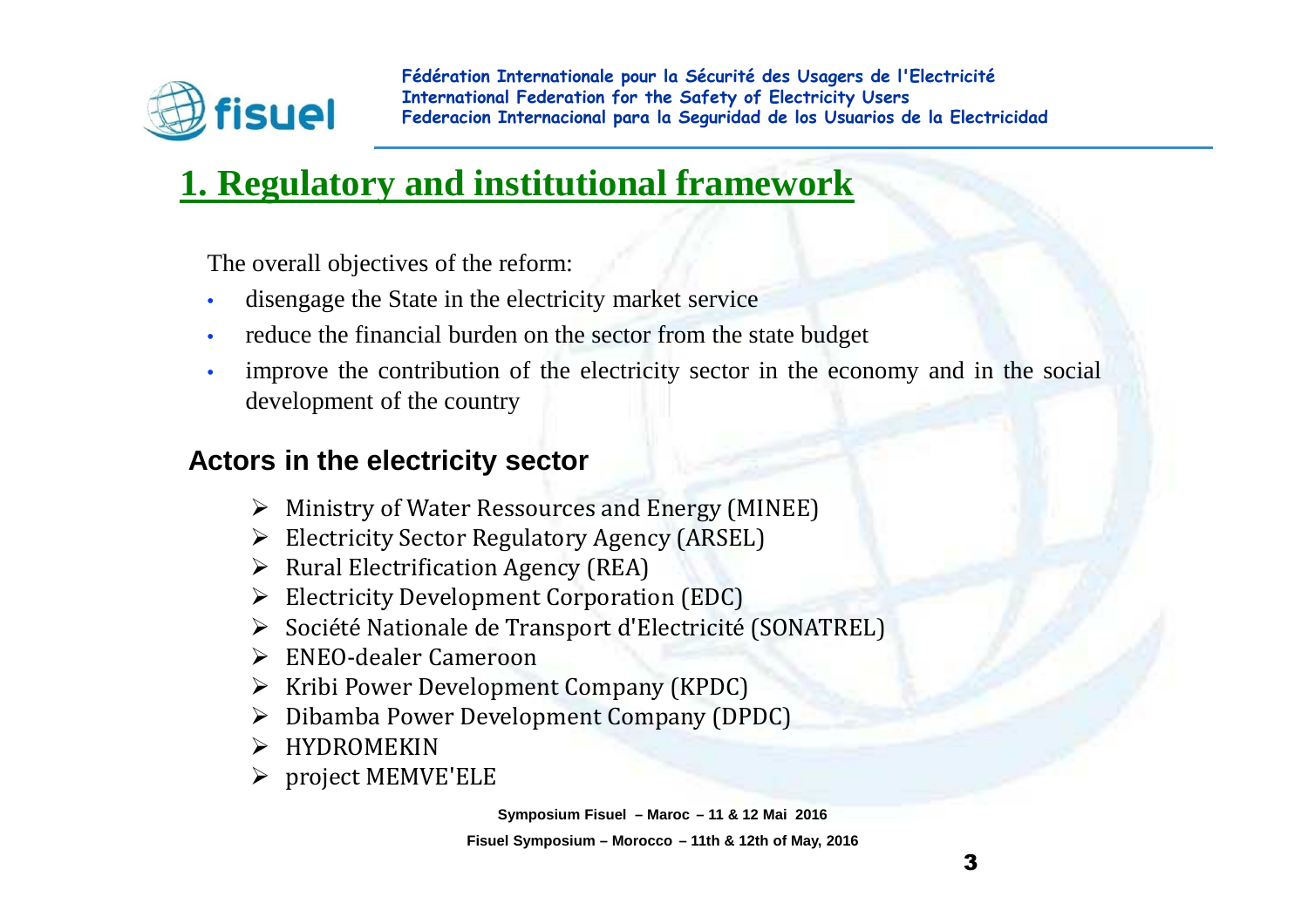# 1. Regulatory and institutional framework

The overall objectives of the reform:

- disengage the State in the electricity market service
- reduce the financial burden on the sector from the state budget
- improve the contribution of the electricity sector in the economy and in the social development of the country

## Actors in the electricity sector

- Ministry of Water Ressources and Energy (MINEE)
- Electricity Sector Regulatory Agency (ARSEL)
- Rural Electrification Agency (REA)
- Electricity Development Corporation (EDC)
- Société Nationale de Transport d'Electricité (SONATREL)
- ENEO-dealer Cameroon
- Kribi Power Development Company (KPDC)
- Dibamba Power Development Company (DPDC)
- HYDROMEKIN
- project MEMVE'ELE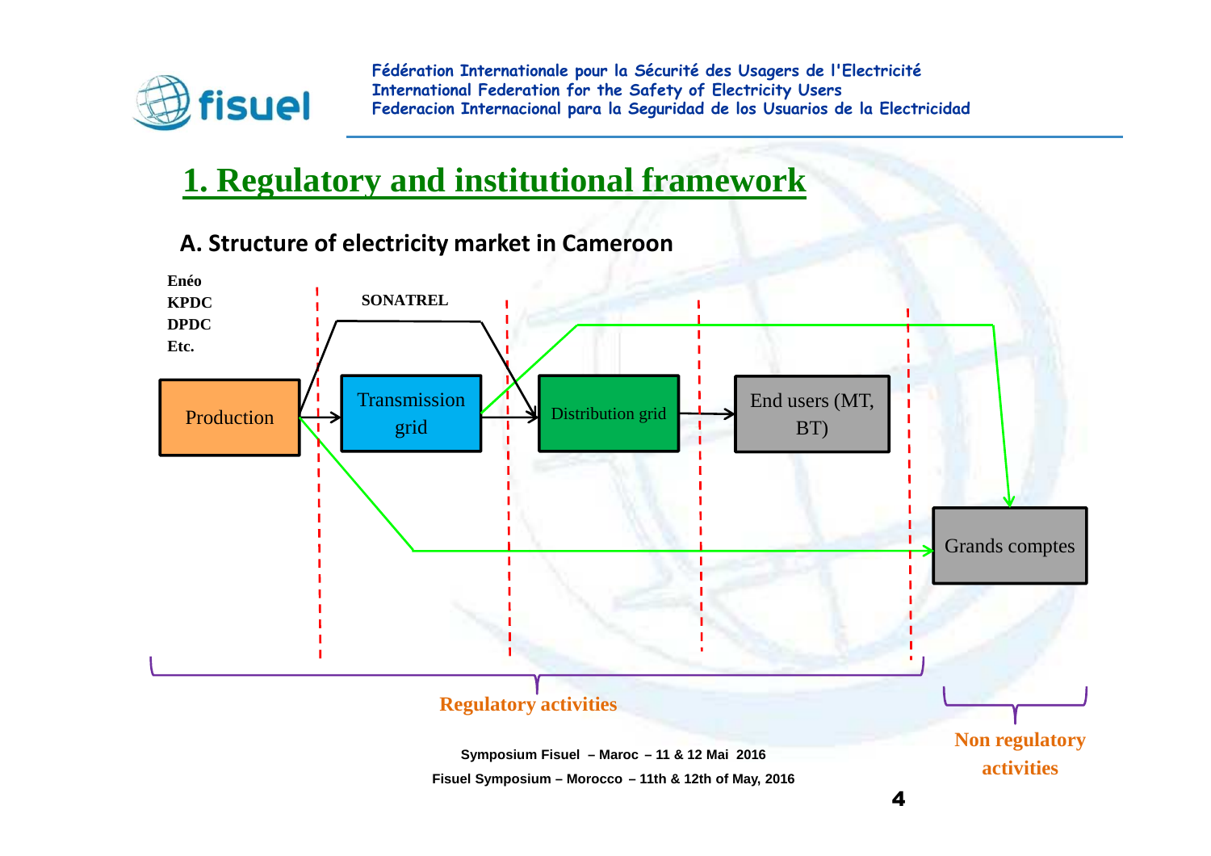# 1. Regulatory and institutional framework

## A. Structure of electricity market in Cameroon

**Enéo**
**KPDC**
**DPDC**
**Etc.**

**SONATREL**

Production → Transmission grid → Distribution grid → End users (MT, BT)

Grands comptes

**Regulatory activities**

**Non regulatory activities**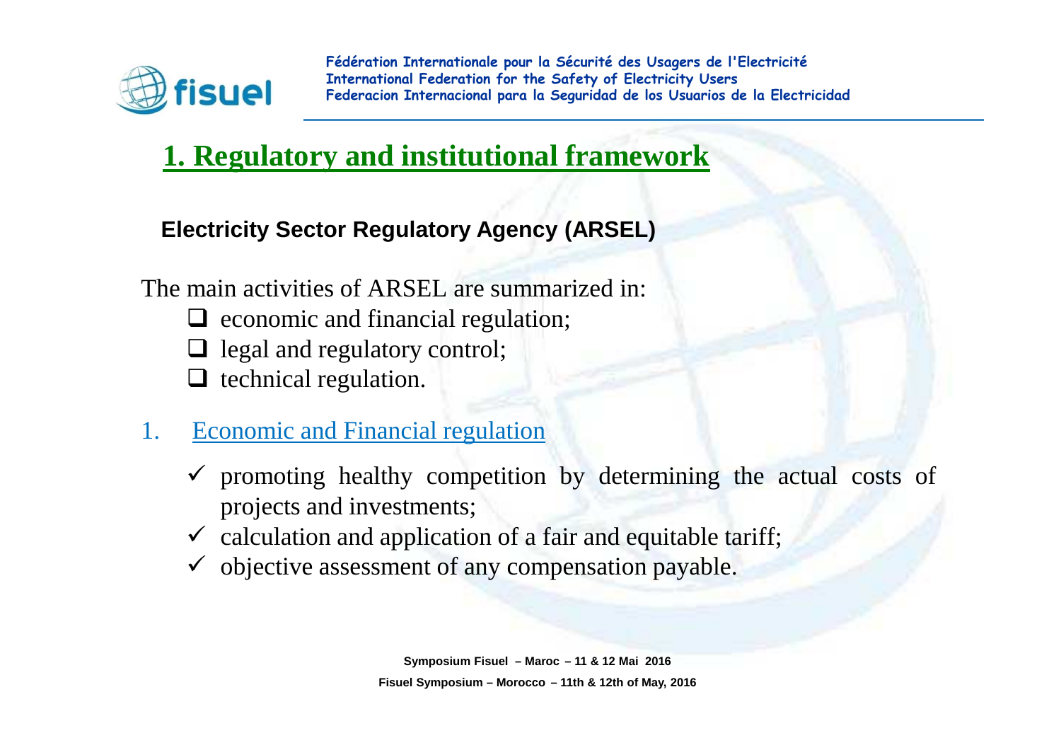## 1. Regulatory and institutional framework

**Electricity Sector Regulatory Agency (ARSEL)**

The main activities of ARSEL are summarized in:

- economic and financial regulation;
- legal and regulatory control;
- technical regulation.

1. Economic and Financial regulation

   - promoting healthy competition by determining the actual costs of projects and investments;
   - calculation and application of a fair and equitable tariff;
   - objective assessment of any compensation payable.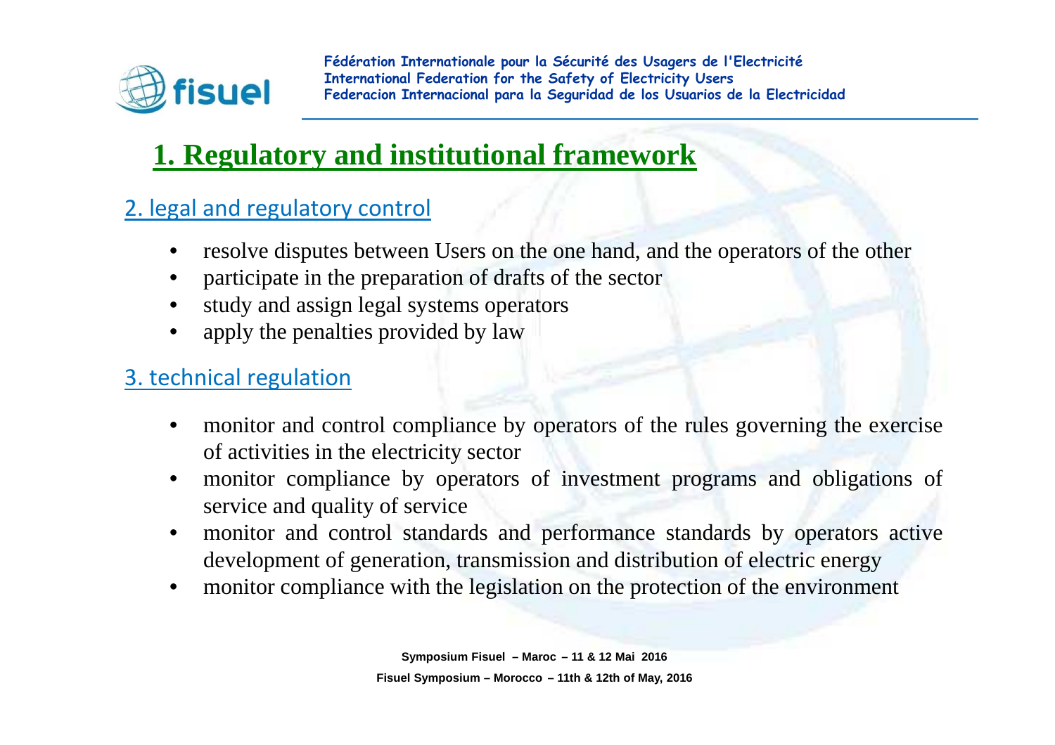# 1. Regulatory and institutional framework

## 2. legal and regulatory control

- resolve disputes between Users on the one hand, and the operators of the other
- participate in the preparation of drafts of the sector
- study and assign legal systems operators
- apply the penalties provided by law

## 3. technical regulation

- monitor and control compliance by operators of the rules governing the exercise of activities in the electricity sector
- monitor compliance by operators of investment programs and obligations of service and quality of service
- monitor and control standards and performance standards by operators active development of generation, transmission and distribution of electric energy
- monitor compliance with the legislation on the protection of the environment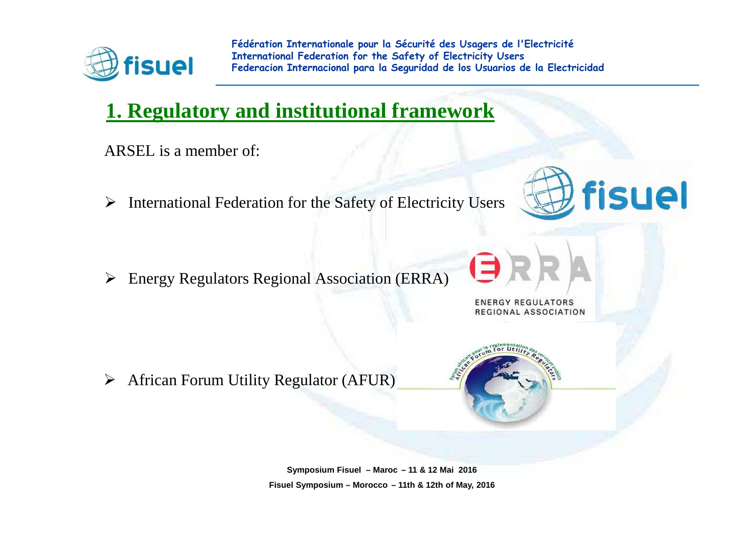# 1. Regulatory and institutional framework

ARSEL is a member of:

- International Federation for the Safety of Electricity Users
- Energy Regulators Regional Association (ERRA)
- African Forum Utility Regulator (AFUR)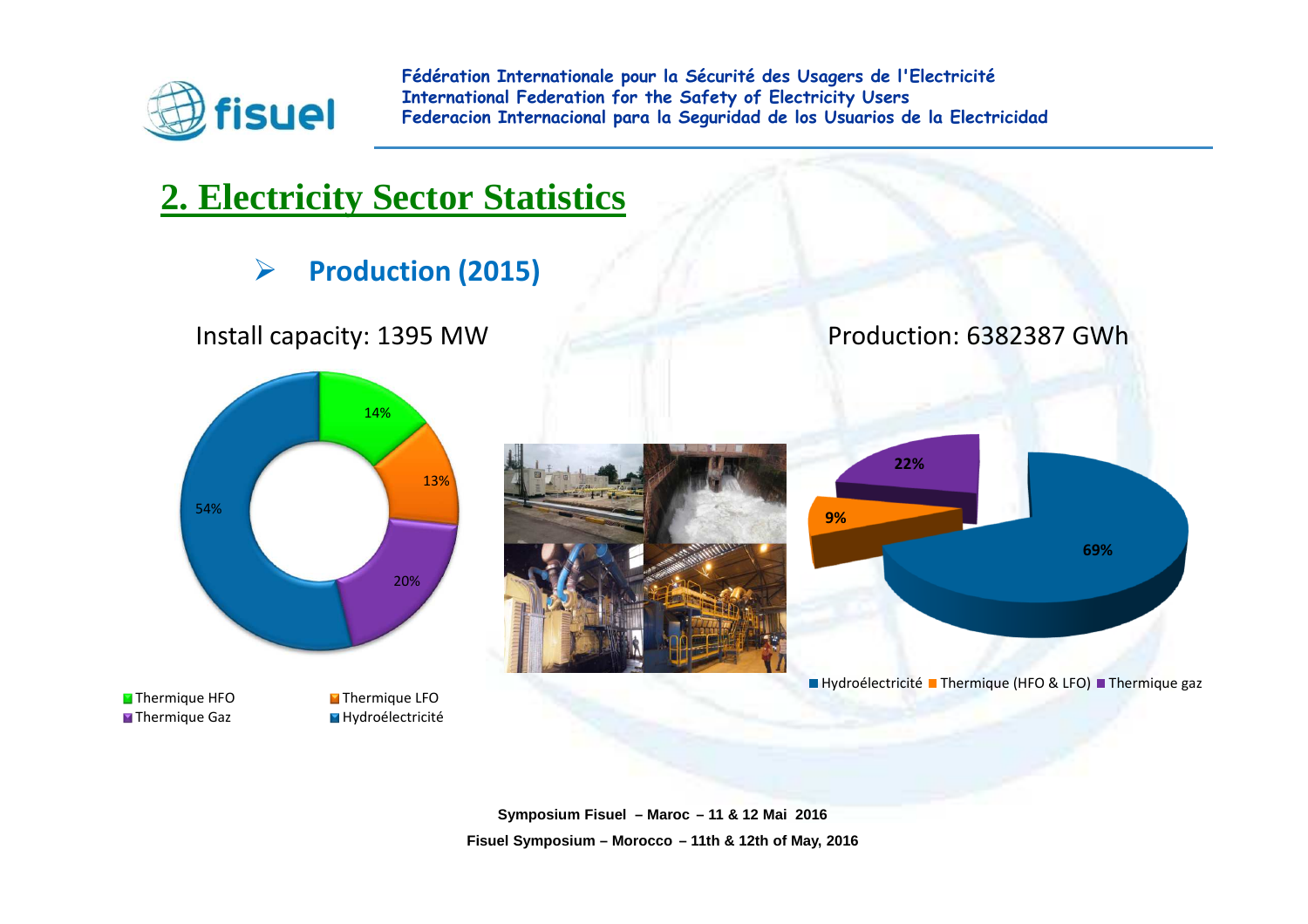## 2. Electricity Sector Statistics

- **Production (2015)**

Install capacity: 1395 MW

| Source | Share |
|---|---|
| Thermique HFO | 14% |
| Thermique LFO | 13% |
| Thermique Gaz | 20% |
| Hydroélectricité | 54% |

Production: 6382387 GWh

| Source | Share |
|---|---|
| Hydroélectricité | 69% |
| Thermique (HFO & LFO) | 9% |
| Thermique gaz | 22% |

Symposium Fisuel – Maroc – 11 & 12 Mai 2016

Fisuel Symposium – Morocco – 11th & 12th of May, 2016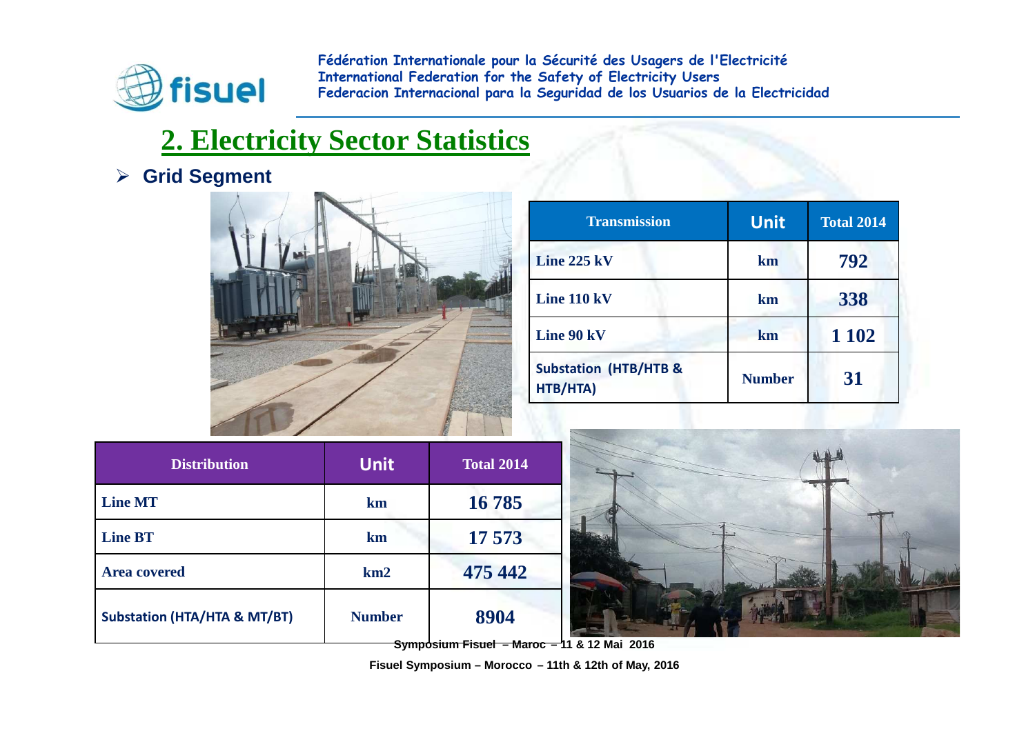## 2. Electricity Sector Statistics

- **Grid Segment**

| Transmission | Unit | Total 2014 |
|---|---|---|
| Line 225 kV | km | 792 |
| Line 110 kV | km | 338 |
| Line 90 kV | km | 1 102 |
| Substation (HTB/HTB & HTB/HTA) | Number | 31 |

| Distribution | Unit | Total 2014 |
|---|---|---|
| Line MT | km | 16 785 |
| Line BT | km | 17 573 |
| Area covered | km2 | 475 442 |
| Substation (HTA/HTA & MT/BT) | Number | 8904 |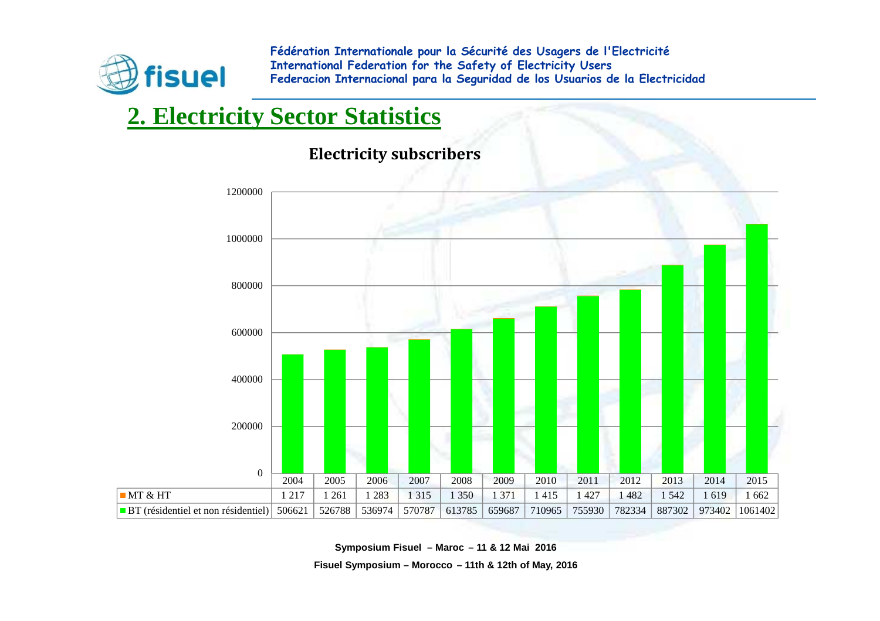## 2. Electricity Sector Statistics

### Electricity subscribers

| | 2004 | 2005 | 2006 | 2007 | 2008 | 2009 | 2010 | 2011 | 2012 | 2013 | 2014 | 2015 |
|---|---|---|---|---|---|---|---|---|---|---|---|---|
| MT & HT | 1 217 | 1 261 | 1 283 | 1 315 | 1 350 | 1 371 | 1 415 | 1 427 | 1 482 | 1 542 | 1 619 | 1 662 |
| BT (résidentiel et non résidentiel) | 506621 | 526788 | 536974 | 570787 | 613785 | 659687 | 710965 | 755930 | 782334 | 887302 | 973402 | 1061402 |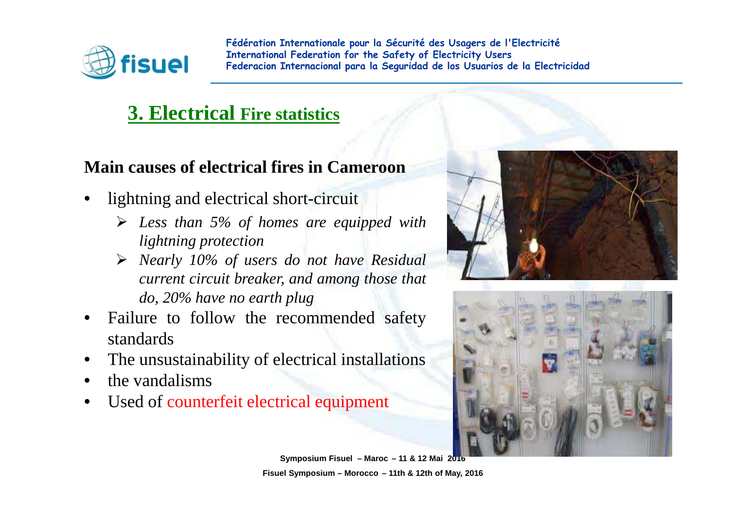## 3. Electrical Fire statistics

### Main causes of electrical fires in Cameroon

- lightning and electrical short-circuit
  - *Less than 5% of homes are equipped with lightning protection*
  - *Nearly 10% of users do not have Residual current circuit breaker, and among those that do, 20% have no earth plug*
- Failure to follow the recommended safety standards
- The unsustainability of electrical installations
- the vandalisms
- Used of counterfeit electrical equipment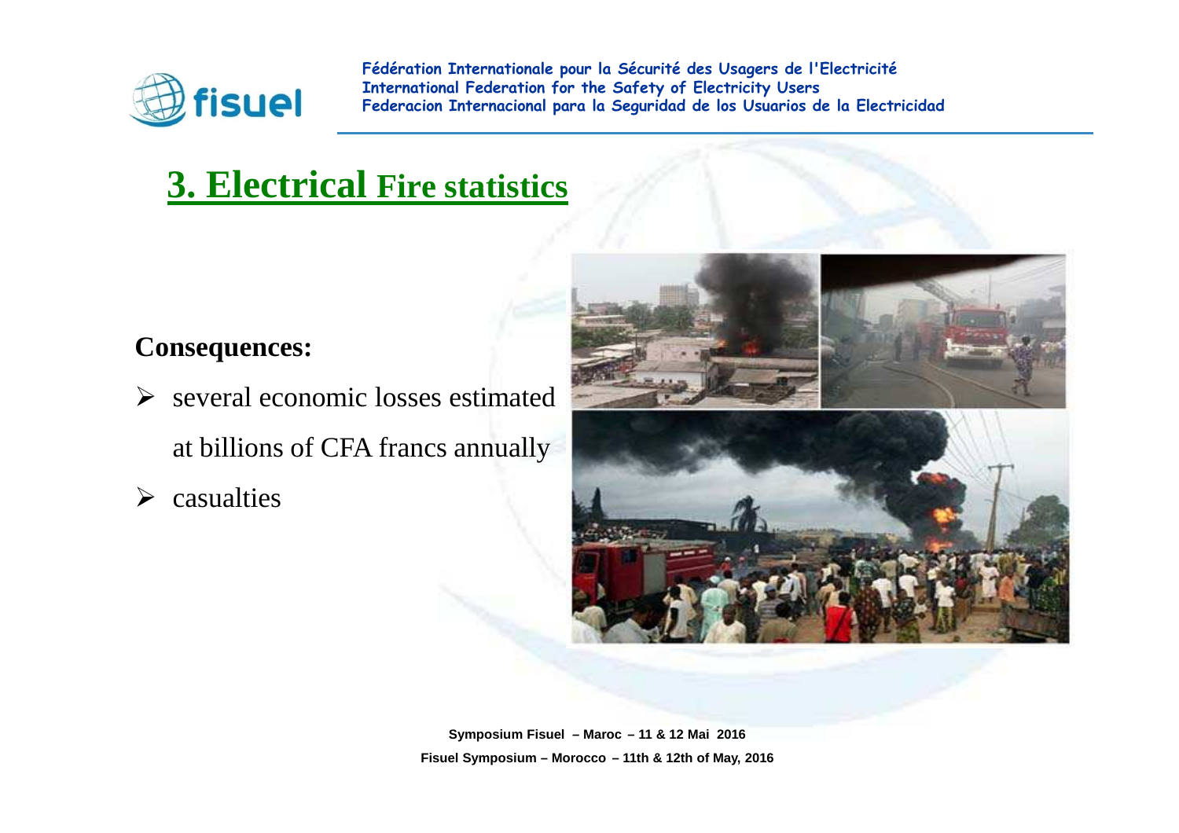## 3. Electrical Fire statistics

**Consequences:**

- several economic losses estimated at billions of CFA francs annually
- casualties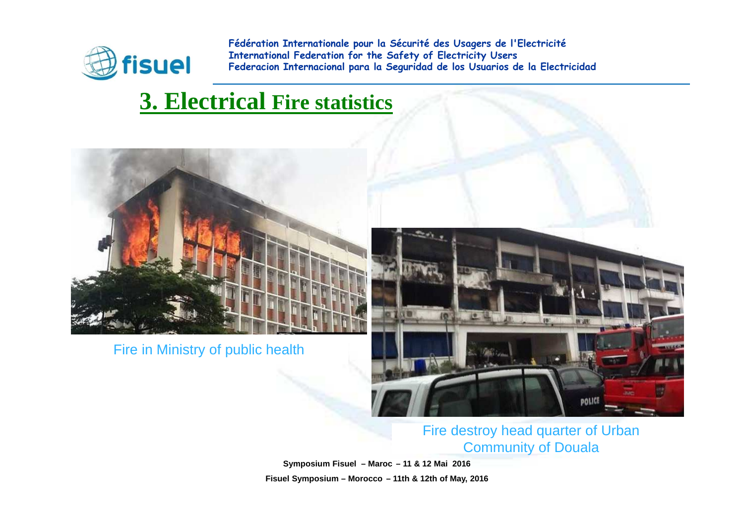## 3. Electrical Fire statistics

Fire in Ministry of public health

Fire destroy head quarter of Urban Community of Douala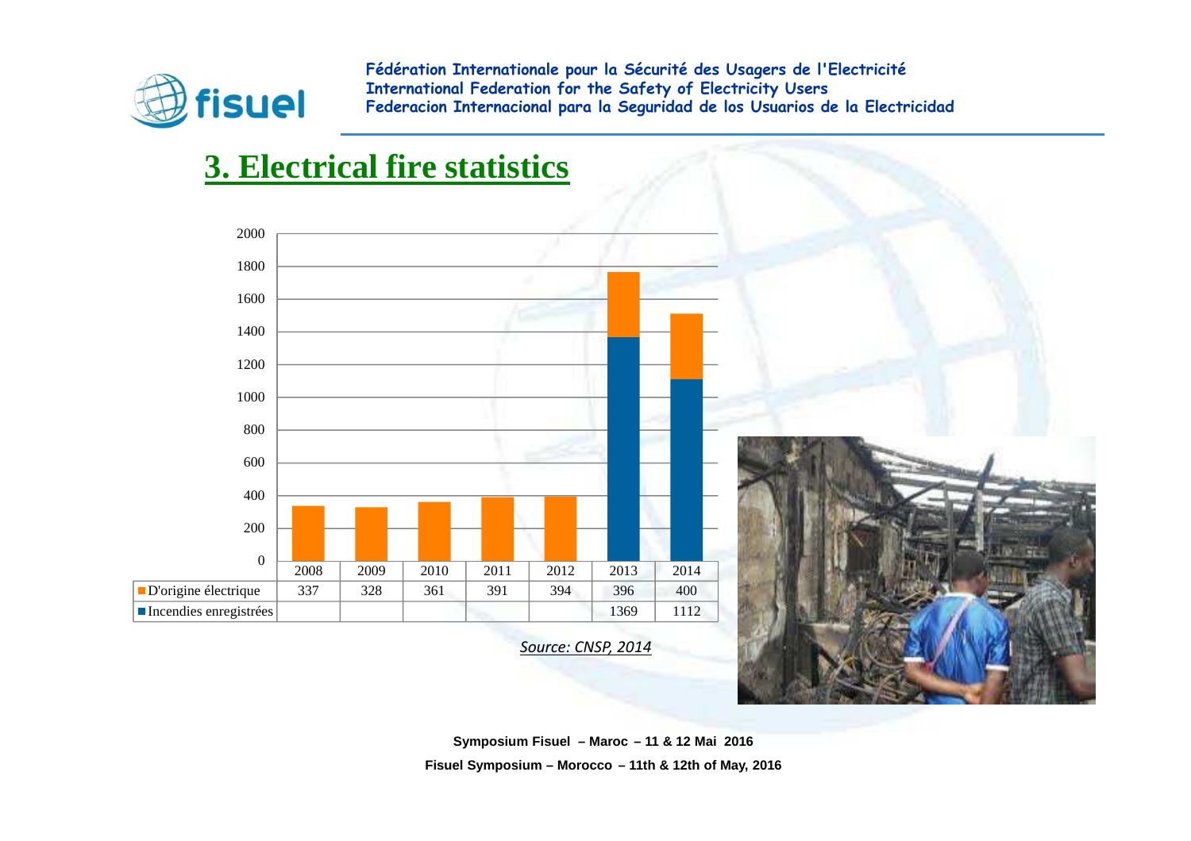## 3. Electrical fire statistics

| | 2008 | 2009 | 2010 | 2011 | 2012 | 2013 | 2014 |
|---|---|---|---|---|---|---|---|
| D'origine électrique | 337 | 328 | 361 | 391 | 394 | 396 | 400 |
| Incendies enregistrées | | | | | | 1369 | 1112 |

*Source: CNSP, 2014*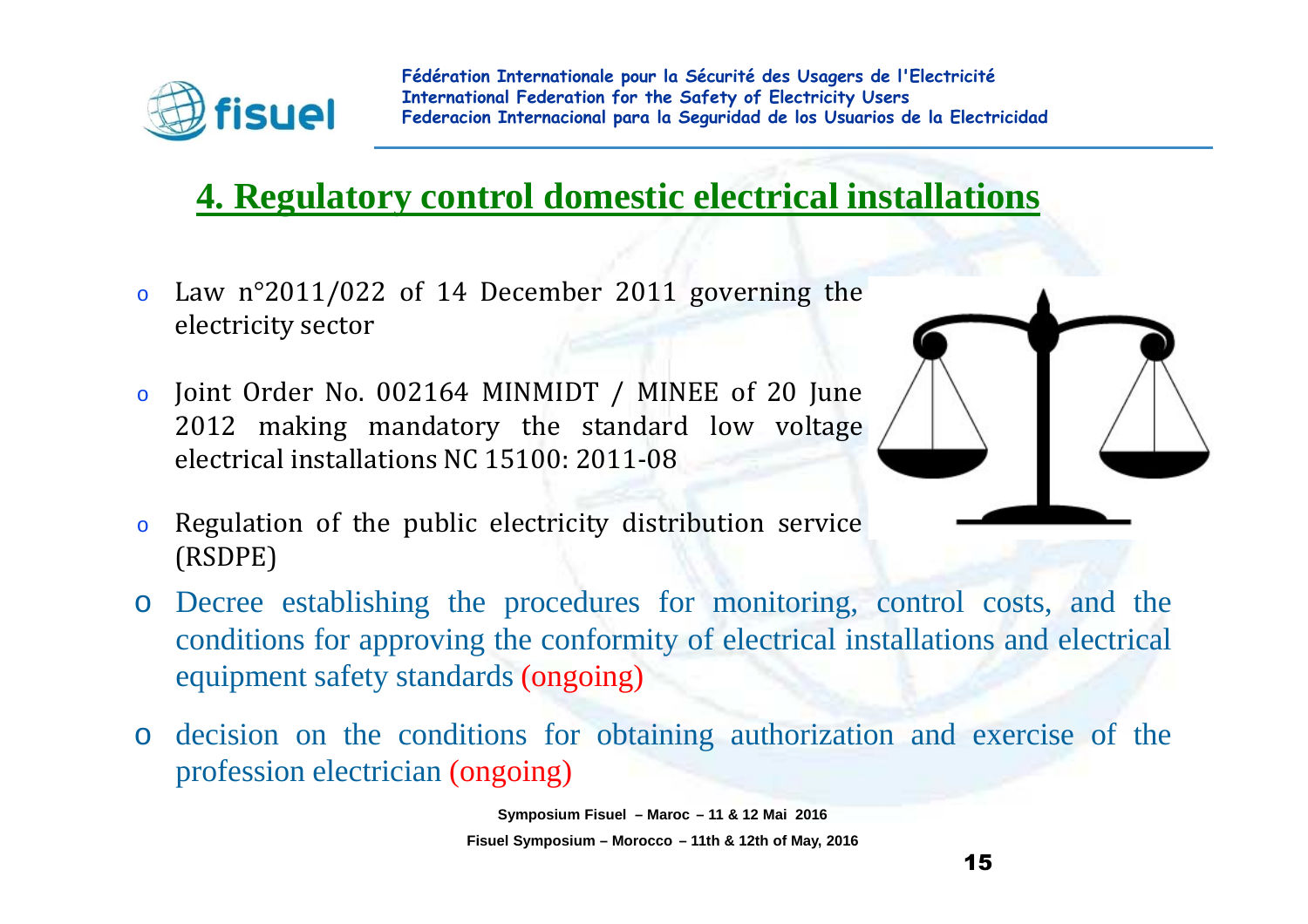## 4. Regulatory control domestic electrical installations

- Law n°2011/022 of 14 December 2011 governing the electricity sector
- Joint Order No. 002164 MINMIDT / MINEE of 20 June 2012 making mandatory the standard low voltage electrical installations NC 15100: 2011-08
- Regulation of the public electricity distribution service (RSDPE)
- Decree establishing the procedures for monitoring, control costs, and the conditions for approving the conformity of electrical installations and electrical equipment safety standards (ongoing)
- decision on the conditions for obtaining authorization and exercise of the profession electrician (ongoing)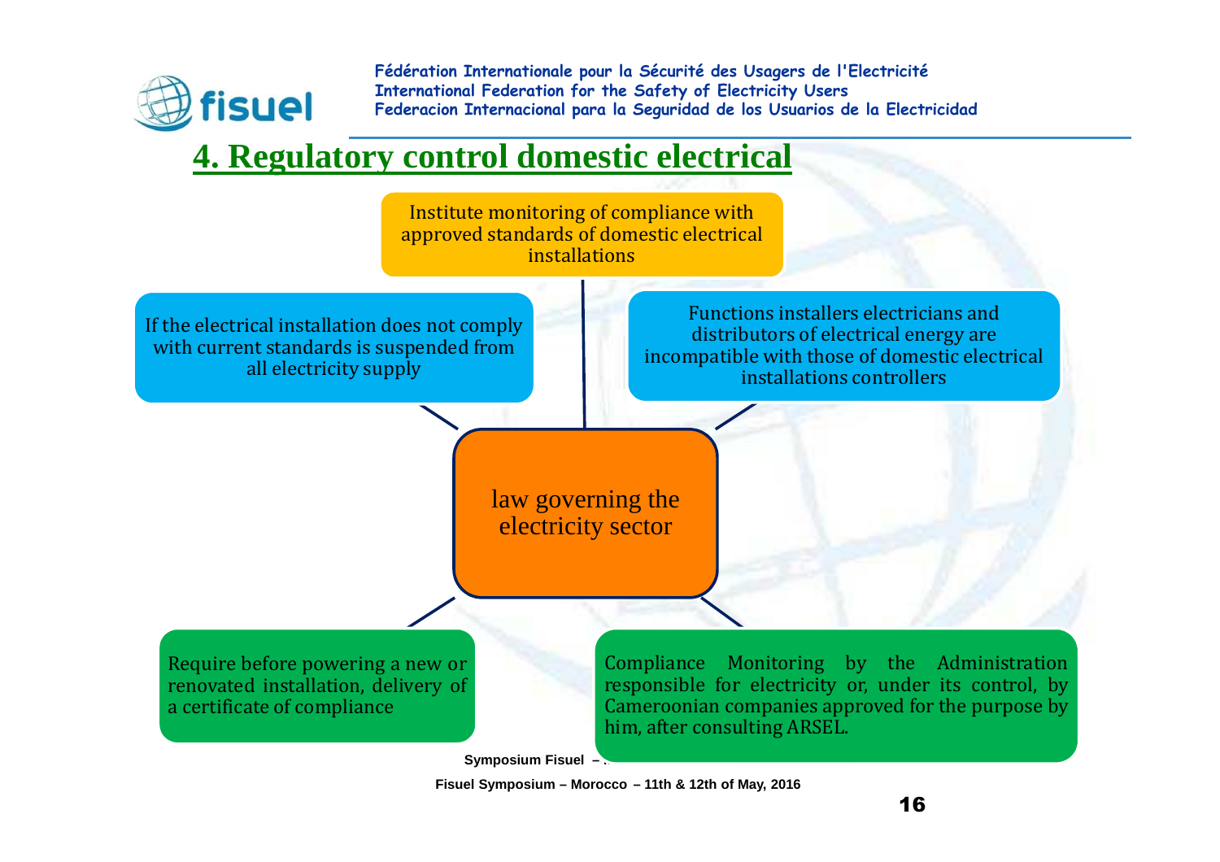## 4. Regulatory control domestic electrical

**law governing the electricity sector**

- Institute monitoring of compliance with approved standards of domestic electrical installations
- If the electrical installation does not comply with current standards is suspended from all electricity supply
- Functions installers electricians and distributors of electrical energy are incompatible with those of domestic electrical installations controllers
- Require before powering a new or renovated installation, delivery of a certificate of compliance
- Compliance Monitoring by the Administration responsible for electricity or, under its control, by Cameroonian companies approved for the purpose by him, after consulting ARSEL.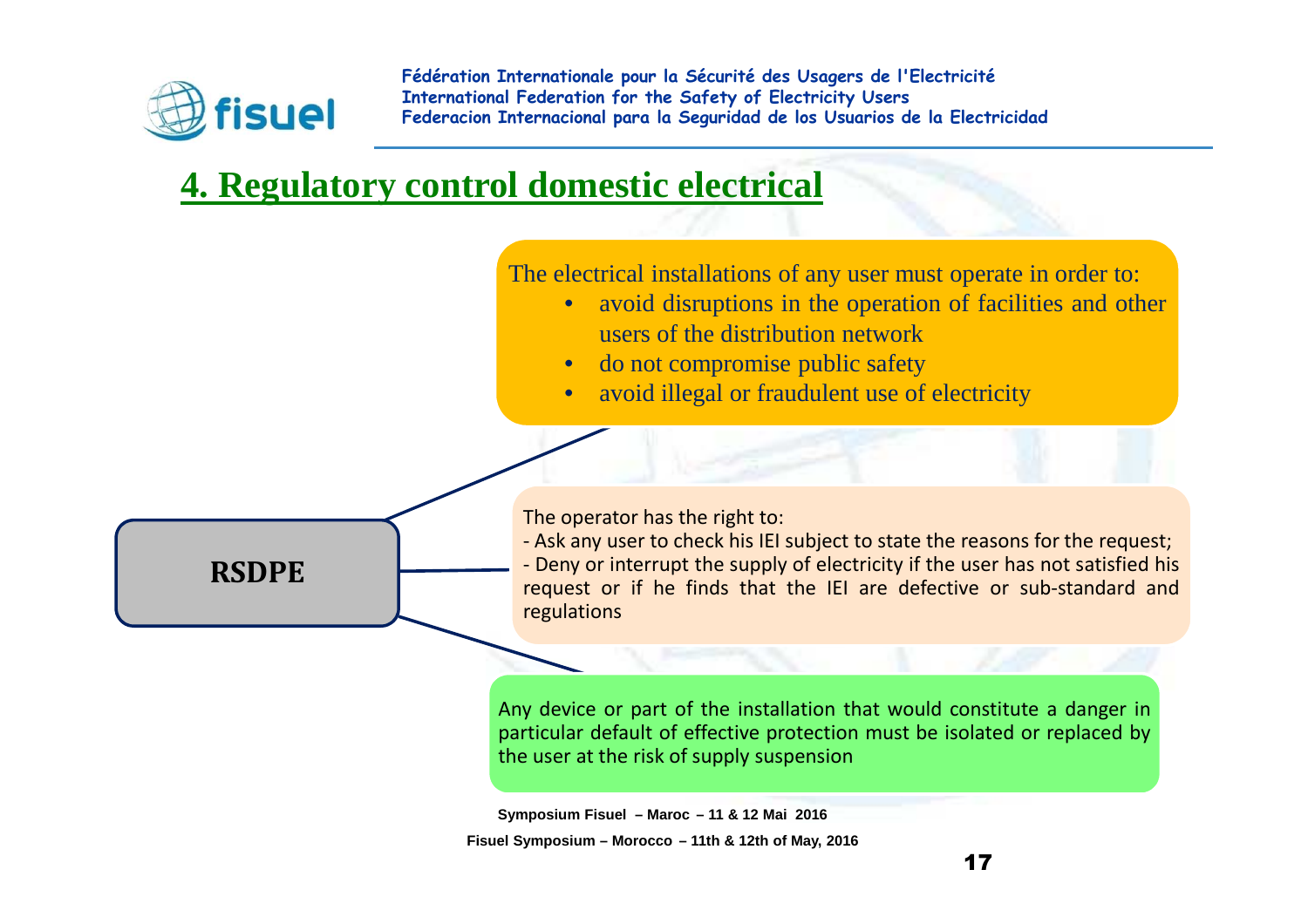## 4. Regulatory control domestic electrical

**RSDPE**

The electrical installations of any user must operate in order to:

- avoid disruptions in the operation of facilities and other users of the distribution network
- do not compromise public safety
- avoid illegal or fraudulent use of electricity

The operator has the right to:

- Ask any user to check his IEI subject to state the reasons for the request;
- Deny or interrupt the supply of electricity if the user has not satisfied his request or if he finds that the IEI are defective or sub-standard and regulations

Any device or part of the installation that would constitute a danger in particular default of effective protection must be isolated or replaced by the user at the risk of supply suspension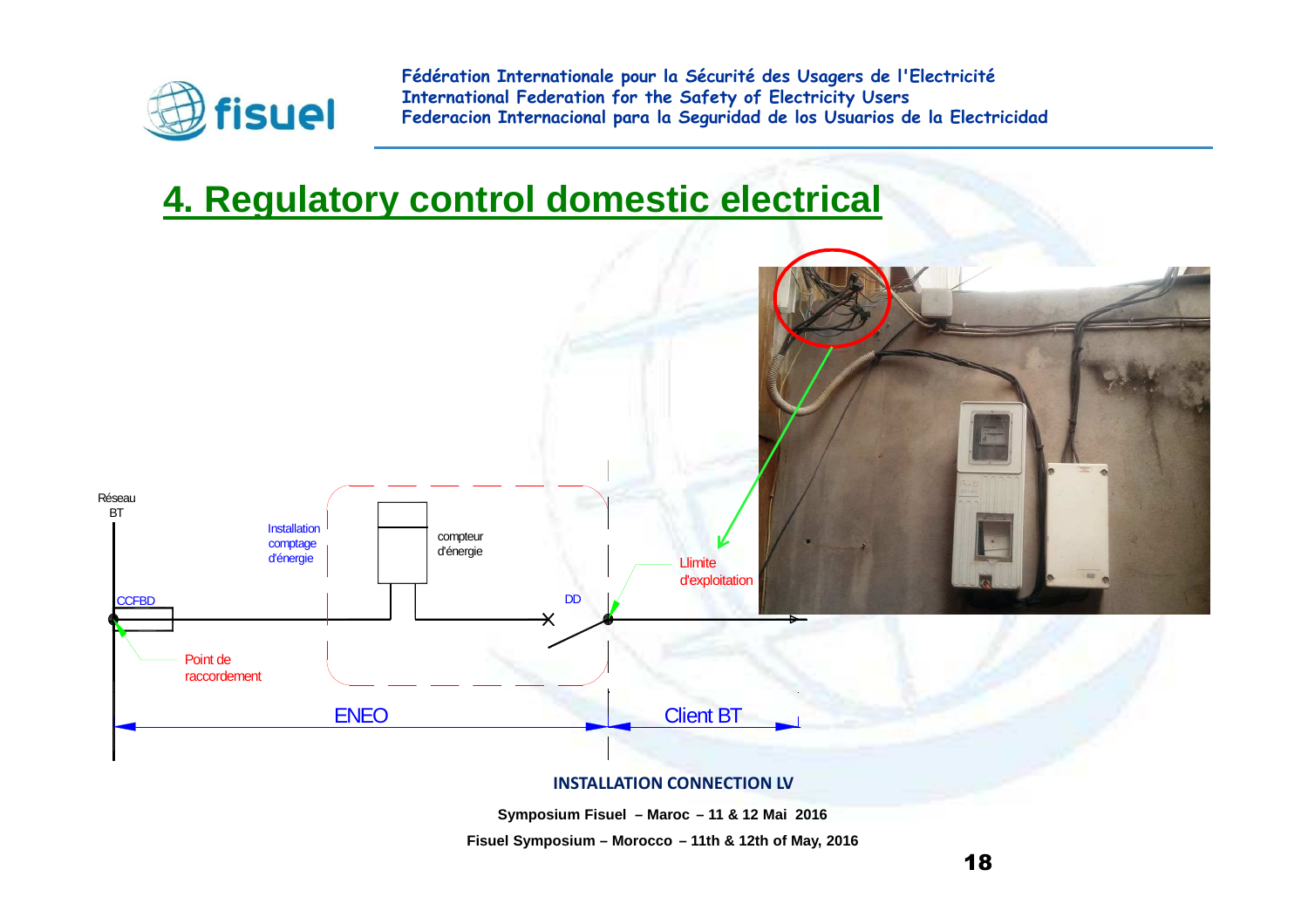## 4. Regulatory control domestic electrical

Réseau BT

Installation comptage d'énergie

compteur d'énergie

CCFBD

DD

Llimite d'exploitation

Point de raccordement

ENEO

Client BT

**INSTALLATION CONNECTION LV**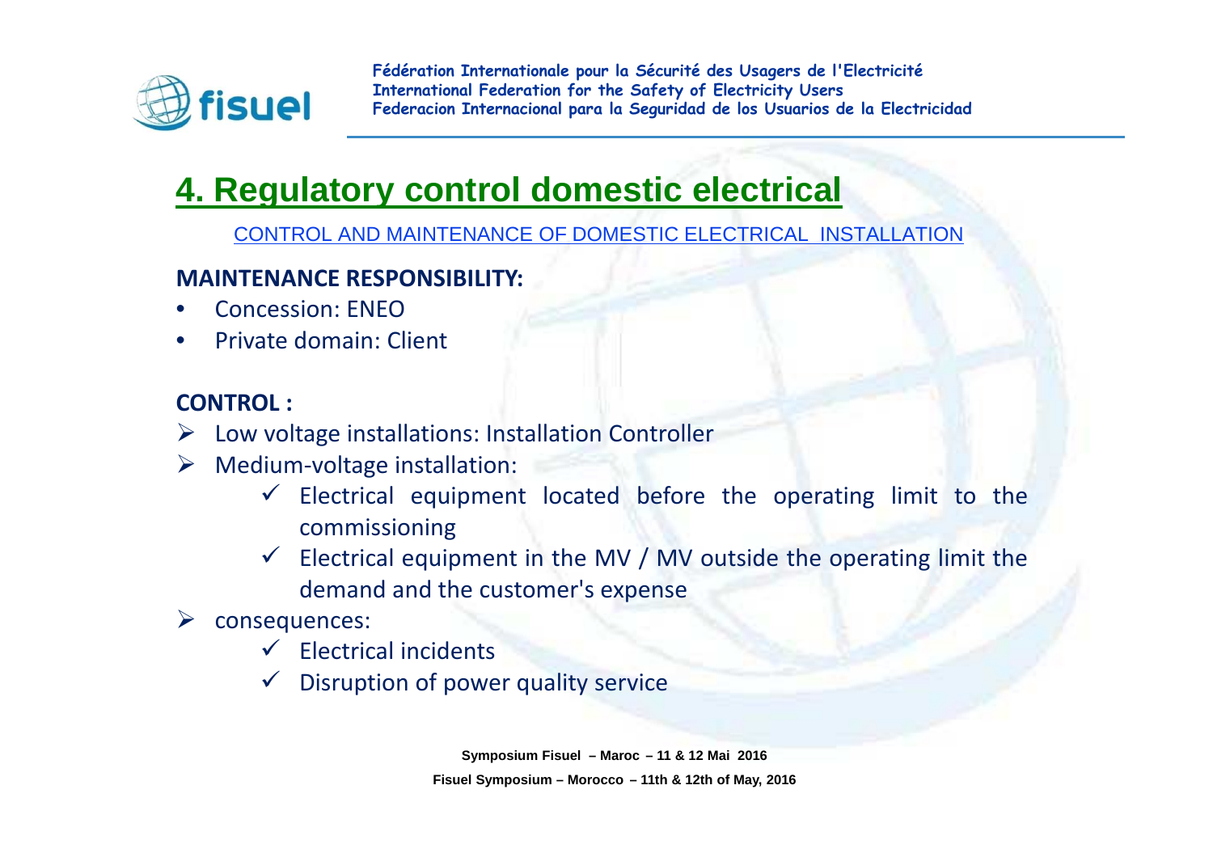# 4. Regulatory control domestic electrical

CONTROL AND MAINTENANCE OF DOMESTIC ELECTRICAL INSTALLATION

**MAINTENANCE RESPONSIBILITY:**

- Concession: ENEO
- Private domain: Client

**CONTROL :**

- Low voltage installations: Installation Controller
- Medium-voltage installation:
  - ✓ Electrical equipment located before the operating limit to the commissioning
  - ✓ Electrical equipment in the MV / MV outside the operating limit the demand and the customer's expense
- consequences:
  - ✓ Electrical incidents
  - ✓ Disruption of power quality service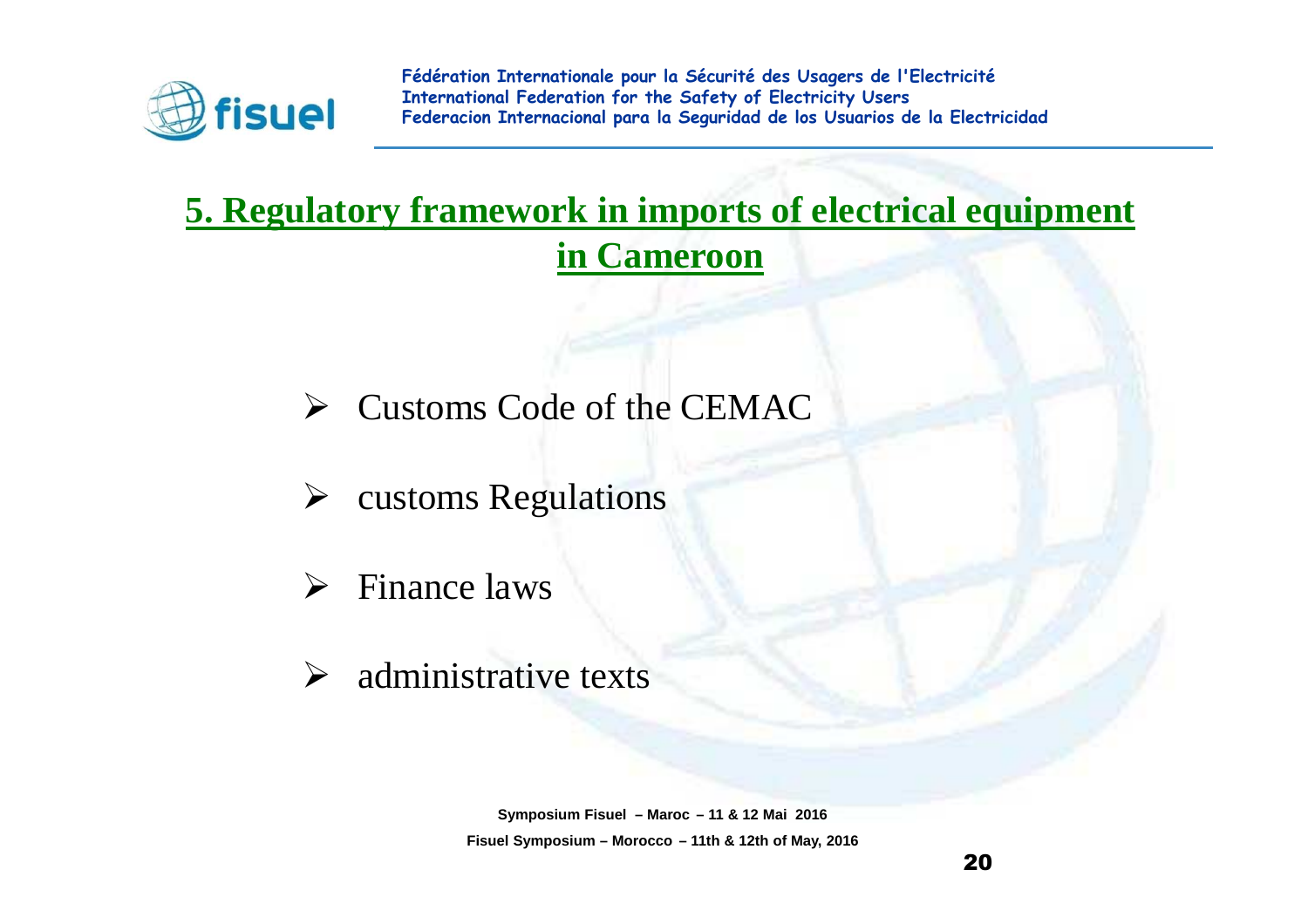## 5. Regulatory framework in imports of electrical equipment in Cameroon

- Customs Code of the CEMAC
- customs Regulations
- Finance laws
- administrative texts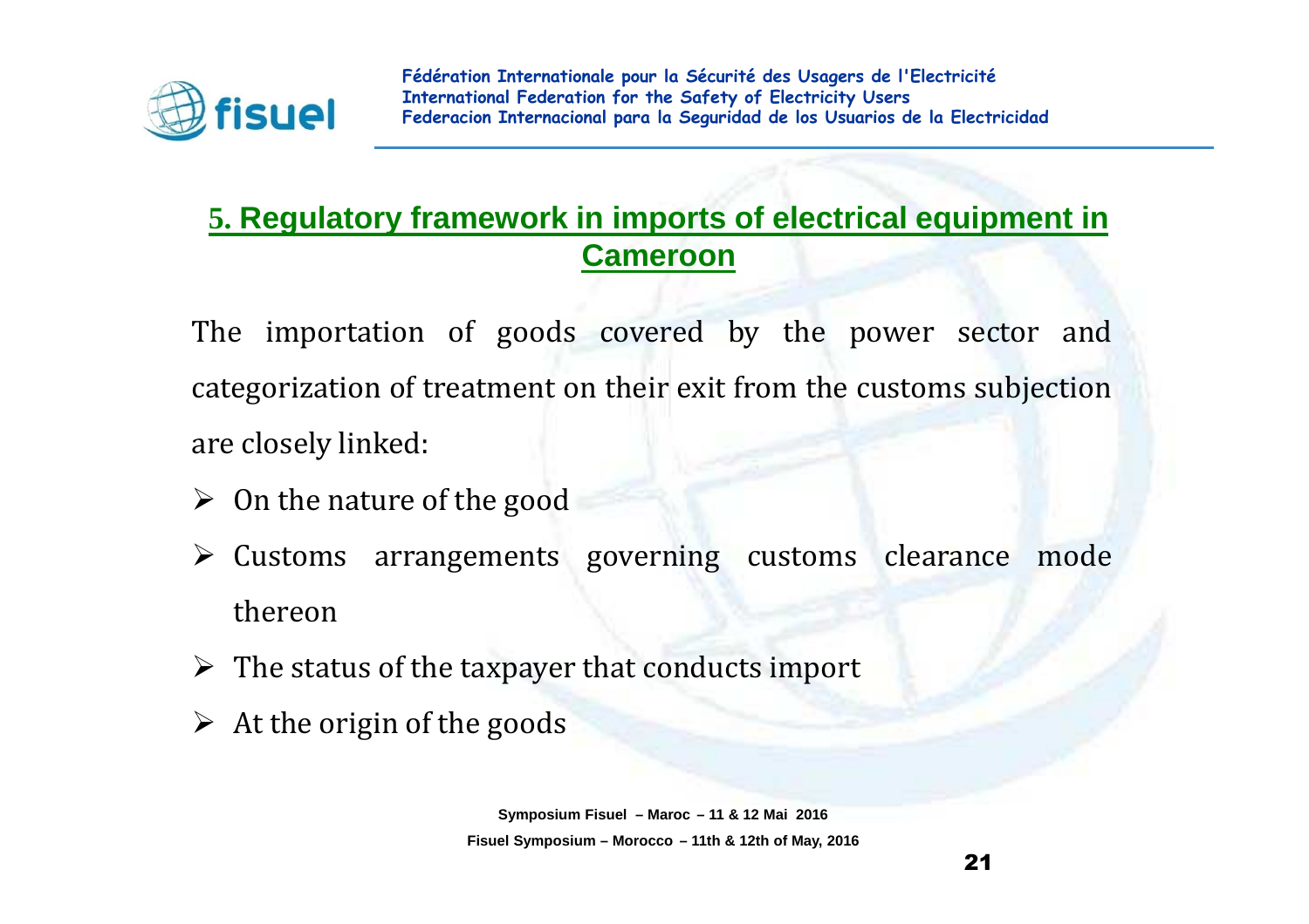## 5. Regulatory framework in imports of electrical equipment in Cameroon

The importation of goods covered by the power sector and categorization of treatment on their exit from the customs subjection are closely linked:

- On the nature of the good
- Customs arrangements governing customs clearance mode thereon
- The status of the taxpayer that conducts import
- At the origin of the goods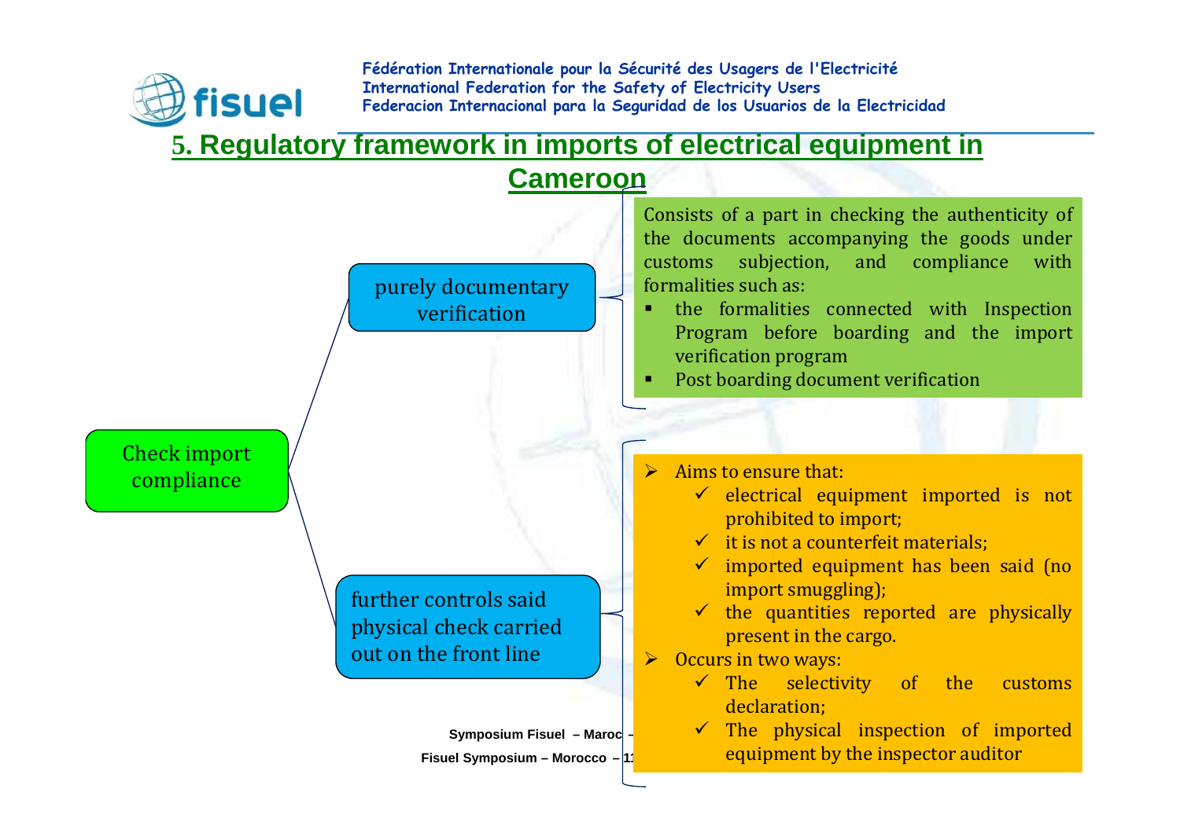## 5. Regulatory framework in imports of electrical equipment in Cameroon

**Check import compliance**

- **purely documentary verification**

  Consists of a part in checking the authenticity of the documents accompanying the goods under customs subjection, and compliance with formalities such as:

  - the formalities connected with Inspection Program before boarding and the import verification program
  - Post boarding document verification

- **further controls said physical check carried out on the front line**

  - Aims to ensure that:
    - ✓ electrical equipment imported is not prohibited to import;
    - ✓ it is not a counterfeit materials;
    - ✓ imported equipment has been said (no import smuggling);
    - ✓ the quantities reported are physically present in the cargo.
  - Occurs in two ways:
    - ✓ The selectivity of the customs declaration;
    - ✓ The physical inspection of imported equipment by the inspector auditor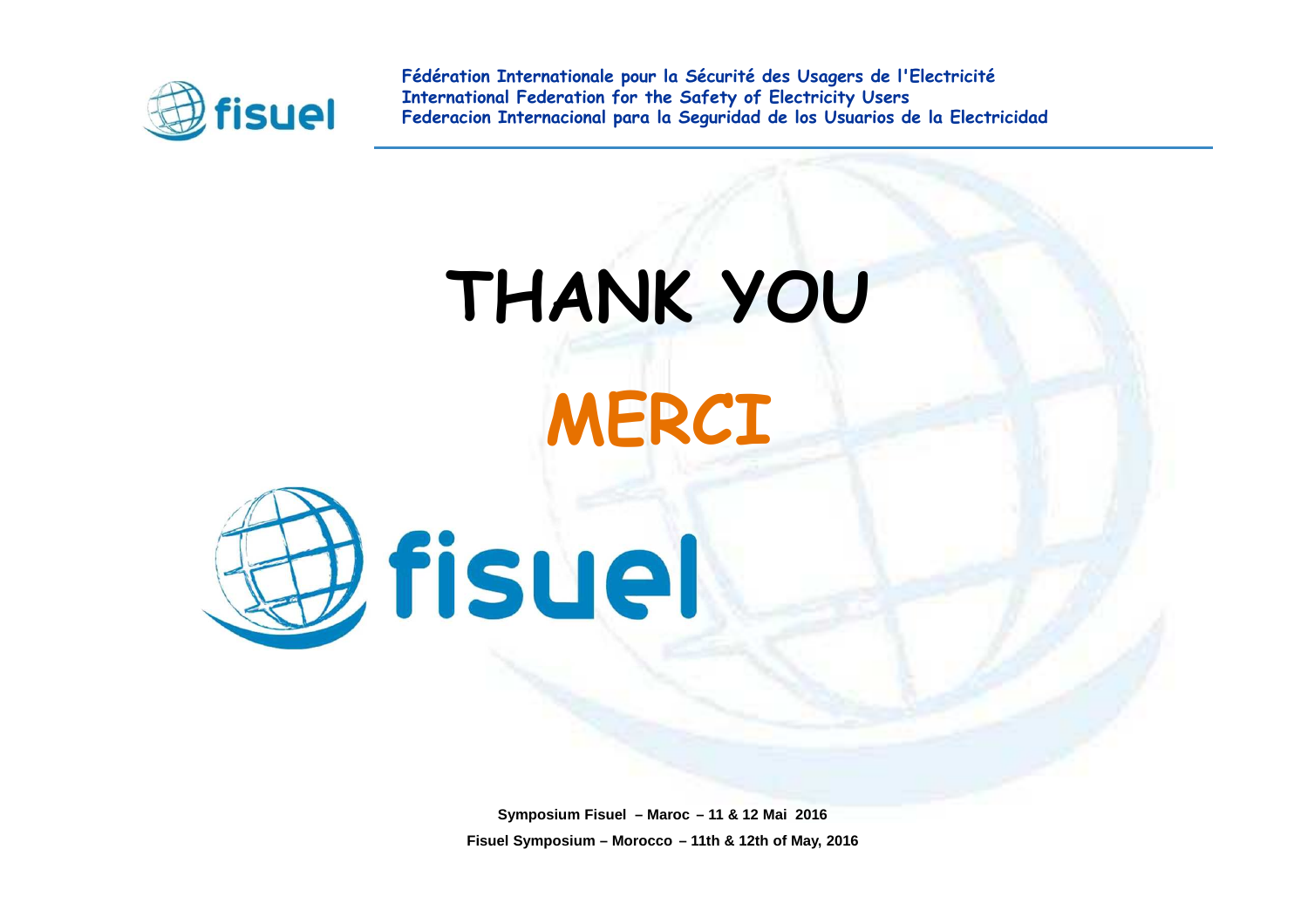# THANK YOU

## MERCI

fisuel